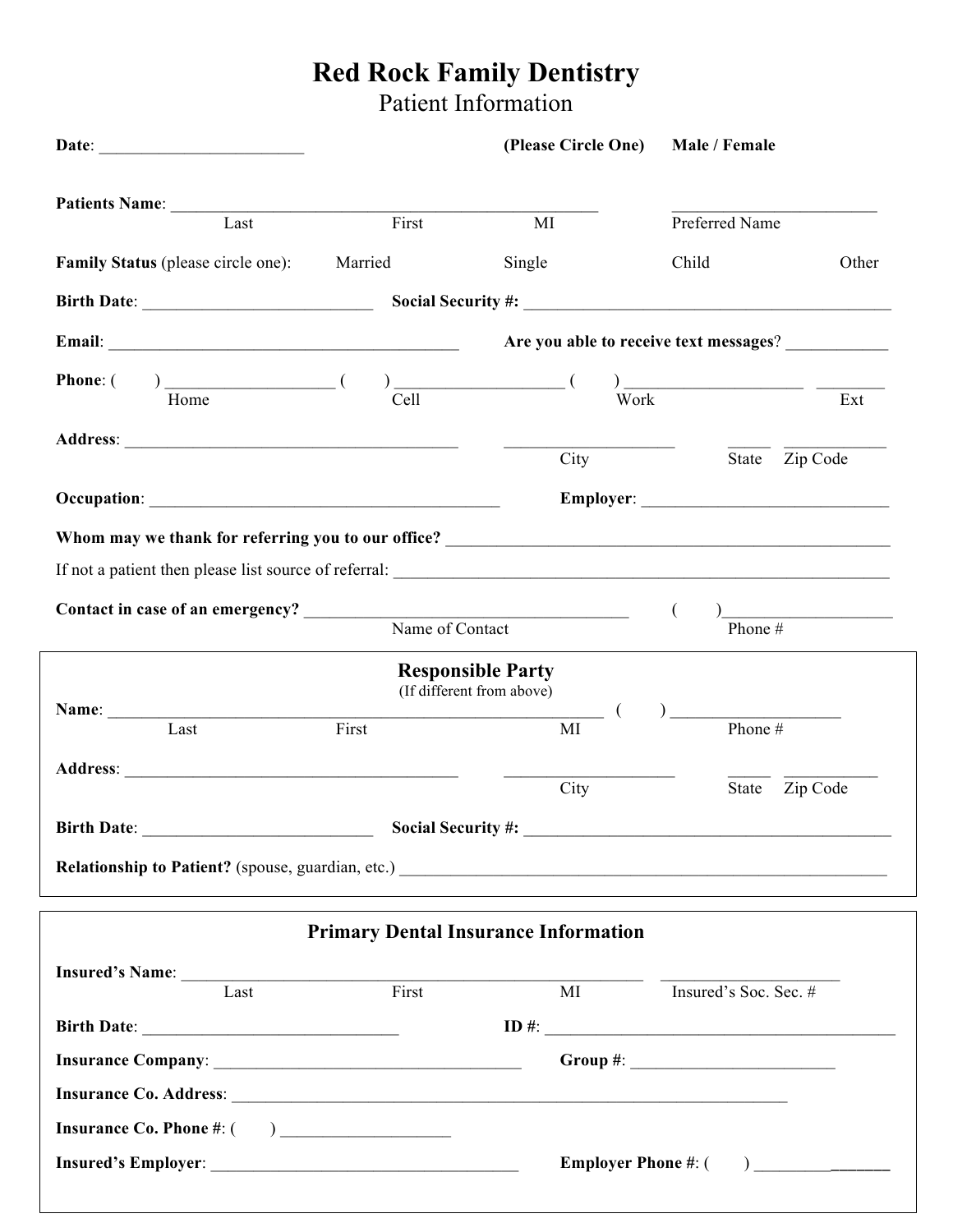# Red Rock Family Dentistry

## Patient Information

**Date**: ________________________ **(Please Circle One)** **Male / Female**

**Patients Name**: __________________________________________________ ________________________
Last First MI Preferred Name

**Family Status** (please circle one): Married Single Child Other

**Birth Date**: ___________________________ **Social Security #:** ____________________________________________

**Email**: __________________________________________ **Are you able to receive text messages**? ____________

**Phone**: ( ) ___________________ ( ) ___________________ ( ) _____________________ ________
Home Cell Work Ext

**Address**: _______________________________________ ____________________ _____ ___________
City State Zip Code

**Occupation**: _________________________________________ **Employer**: _____________________________

**Whom may we thank for referring you to our office?** _____________________________________________________

If not a patient then please list source of referral: ____________________________________________________________

**Contact in case of an emergency?** _____________________________________ ( )____________________
Name of Contact Phone #

---

### Responsible Party

(If different from above)

**Name**: __________________________________________________________ ( ) ____________________
Last First MI Phone #

**Address**: _______________________________________ ____________________ _____ ___________
City State Zip Code

**Birth Date**: ___________________________ **Social Security #:** ____________________________________________

**Relationship to Patient?** (spouse, guardian, etc.) _________________________________________________________

---

### Primary Dental Insurance Information

**Insured's Name**: ______________________________________________________ _____________________
Last First MI Insured's Soc. Sec. #

**Birth Date**: ______________________________ **ID #**: ___________________________________________

**Insurance Company**: ____________________________________ **Group #**: ________________________

**Insurance Co. Address**: _________________________________________________________________

**Insurance Co. Phone #**: ( ) ___________________

**Insured's Employer**: ____________________________________ **Employer Phone #**: ( ) ________________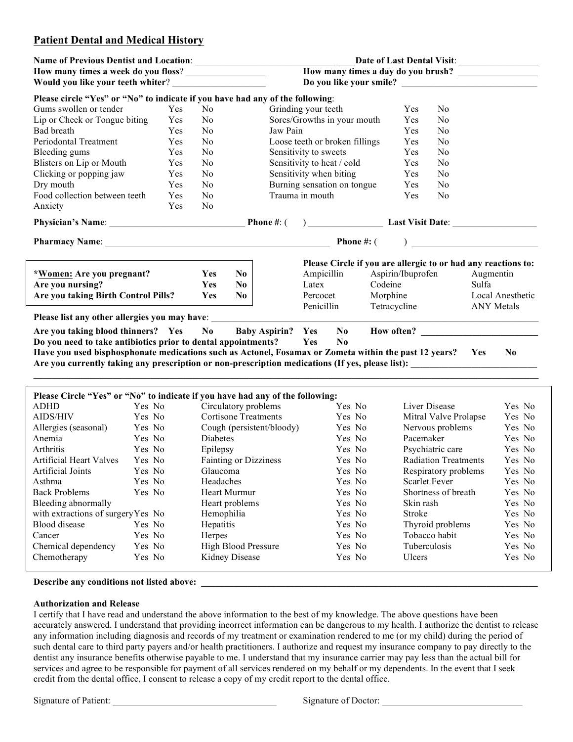## Patient Dental and Medical History

**Name of Previous Dentist and Location**: ________________________________ **Date of Last Dental Visit**: _________________

**How many times a week do you floss**? _________________ **How many times a day do you brush?** _________________

**Would you like your teeth whiter**? ____________________ **Do you like your smile?** _____________________________

**Please circle "Yes" or "No" to indicate if you have had any of the following**:

| | | | | | |
|---|---|---|---|---|---|
| Gums swollen or tender | Yes | No | Grinding your teeth | Yes | No |
| Lip or Cheek or Tongue biting | Yes | No | Sores/Growths in your mouth | Yes | No |
| Bad breath | Yes | No | Jaw Pain | Yes | No |
| Periodontal Treatment | Yes | No | Loose teeth or broken fillings | Yes | No |
| Bleeding gums | Yes | No | Sensitivity to sweets | Yes | No |
| Blisters on Lip or Mouth | Yes | No | Sensitivity to heat / cold | Yes | No |
| Clicking or popping jaw | Yes | No | Sensitivity when biting | Yes | No |
| Dry mouth | Yes | No | Burning sensation on tongue | Yes | No |
| Food collection between teeth | Yes | No | Trauma in mouth | Yes | No |
| Anxiety | Yes | No | | | |

**Physician's Name**: _____________________________ **Phone #**: ( ) ________________ **Last Visit Date**: __________________

**Pharmacy Name**: ________________________________________________ **Phone #:** ( ) __________________________

| | | |
|---|---|---|
| ***Women: Are you pregnant?** | **Yes** | **No** |
| **Are you nursing?** | **Yes** | **No** |
| **Are you taking Birth Control Pills?** | **Yes** | **No** |

**Please Circle if you are allergic to or had any reactions to:**

| | | |
|---|---|---|
| Ampicillin | Aspirin/Ibuprofen | Augmentin |
| Latex | Codeine | Sulfa |
| Percocet | Morphine | Local Anesthetic |
| Penicillin | Tetracycline | ANY Metals |

**Please list any other allergies you may have**: ________________________________________________________________

**Are you taking blood thinners? Yes No Baby Aspirin? Yes No How often?** __________________________

**Do you need to take antibiotics prior to dental appointments? Yes No**

**Have you used bisphosphonate medications such as Actonel, Fosamax or Zometa within the past 12 years? Yes No**

**Are you currently taking any prescription or non-prescription medications (If yes, please list):** ___________________________

______________________________________________________________________________________________

**Please Circle "Yes" or "No" to indicate if you have had any of the following:**

| | | | | | |
|---|---|---|---|---|---|
| ADHD | Yes No | Circulatory problems | Yes No | Liver Disease | Yes No |
| AIDS/HIV | Yes No | Cortisone Treatments | Yes No | Mitral Valve Prolapse | Yes No |
| Allergies (seasonal) | Yes No | Cough (persistent/bloody) | Yes No | Nervous problems | Yes No |
| Anemia | Yes No | Diabetes | Yes No | Pacemaker | Yes No |
| Arthritis | Yes No | Epilepsy | Yes No | Psychiatric care | Yes No |
| Artificial Heart Valves | Yes No | Fainting or Dizziness | Yes No | Radiation Treatments | Yes No |
| Artificial Joints | Yes No | Glaucoma | Yes No | Respiratory problems | Yes No |
| Asthma | Yes No | Headaches | Yes No | Scarlet Fever | Yes No |
| Back Problems | Yes No | Heart Murmur | Yes No | Shortness of breath | Yes No |
| Bleeding abnormally with extractions of surgery | Yes No | Heart problems | Yes No | Skin rash | Yes No |
| | | Hemophilia | Yes No | Stroke | Yes No |
| Blood disease | Yes No | Hepatitis | Yes No | Thyroid problems | Yes No |
| Cancer | Yes No | Herpes | Yes No | Tobacco habit | Yes No |
| Chemical dependency | Yes No | High Blood Pressure | Yes No | Tuberculosis | Yes No |
| Chemotherapy | Yes No | Kidney Disease | Yes No | Ulcers | Yes No |

**Describe any conditions not listed above:** ______________________________________________________________________

**Authorization and Release**

I certify that I have read and understand the above information to the best of my knowledge. The above questions have been accurately answered. I understand that providing incorrect information can be dangerous to my health. I authorize the dentist to release any information including diagnosis and records of my treatment or examination rendered to me (or my child) during the period of such dental care to third party payers and/or health practitioners. I authorize and request my insurance company to pay directly to the dentist any insurance benefits otherwise payable to me. I understand that my insurance carrier may pay less than the actual bill for services and agree to be responsible for payment of all services rendered on my behalf or my dependents. In the event that I seek credit from the dental office, I consent to release a copy of my credit report to the dental office.

Signature of Patient: ___________________________________ Signature of Doctor: ______________________________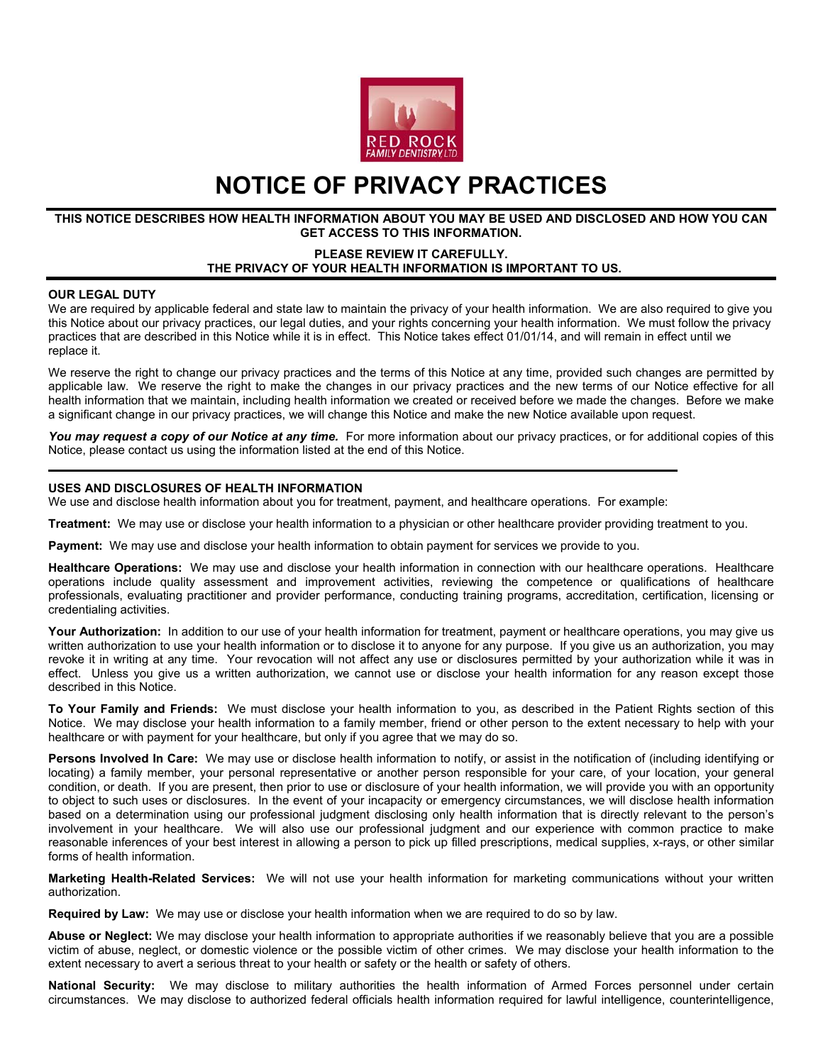RED ROCK FAMILY DENTISTRY LTD.

# NOTICE OF PRIVACY PRACTICES

**THIS NOTICE DESCRIBES HOW HEALTH INFORMATION ABOUT YOU MAY BE USED AND DISCLOSED AND HOW YOU CAN GET ACCESS TO THIS INFORMATION.**

**PLEASE REVIEW IT CAREFULLY.**
**THE PRIVACY OF YOUR HEALTH INFORMATION IS IMPORTANT TO US.**

## OUR LEGAL DUTY

We are required by applicable federal and state law to maintain the privacy of your health information. We are also required to give you this Notice about our privacy practices, our legal duties, and your rights concerning your health information. We must follow the privacy practices that are described in this Notice while it is in effect. This Notice takes effect 01/01/14, and will remain in effect until we replace it.

We reserve the right to change our privacy practices and the terms of this Notice at any time, provided such changes are permitted by applicable law. We reserve the right to make the changes in our privacy practices and the new terms of our Notice effective for all health information that we maintain, including health information we created or received before we made the changes. Before we make a significant change in our privacy practices, we will change this Notice and make the new Notice available upon request.

***You may request a copy of our Notice at any time.*** For more information about our privacy practices, or for additional copies of this Notice, please contact us using the information listed at the end of this Notice.

## USES AND DISCLOSURES OF HEALTH INFORMATION

We use and disclose health information about you for treatment, payment, and healthcare operations. For example:

**Treatment:** We may use or disclose your health information to a physician or other healthcare provider providing treatment to you.

**Payment:** We may use and disclose your health information to obtain payment for services we provide to you.

**Healthcare Operations:** We may use and disclose your health information in connection with our healthcare operations. Healthcare operations include quality assessment and improvement activities, reviewing the competence or qualifications of healthcare professionals, evaluating practitioner and provider performance, conducting training programs, accreditation, certification, licensing or credentialing activities.

**Your Authorization:** In addition to our use of your health information for treatment, payment or healthcare operations, you may give us written authorization to use your health information or to disclose it to anyone for any purpose. If you give us an authorization, you may revoke it in writing at any time. Your revocation will not affect any use or disclosures permitted by your authorization while it was in effect. Unless you give us a written authorization, we cannot use or disclose your health information for any reason except those described in this Notice.

**To Your Family and Friends:** We must disclose your health information to you, as described in the Patient Rights section of this Notice. We may disclose your health information to a family member, friend or other person to the extent necessary to help with your healthcare or with payment for your healthcare, but only if you agree that we may do so.

**Persons Involved In Care:** We may use or disclose health information to notify, or assist in the notification of (including identifying or locating) a family member, your personal representative or another person responsible for your care, of your location, your general condition, or death. If you are present, then prior to use or disclosure of your health information, we will provide you with an opportunity to object to such uses or disclosures. In the event of your incapacity or emergency circumstances, we will disclose health information based on a determination using our professional judgment disclosing only health information that is directly relevant to the person's involvement in your healthcare. We will also use our professional judgment and our experience with common practice to make reasonable inferences of your best interest in allowing a person to pick up filled prescriptions, medical supplies, x-rays, or other similar forms of health information.

**Marketing Health-Related Services:** We will not use your health information for marketing communications without your written authorization.

**Required by Law:** We may use or disclose your health information when we are required to do so by law.

**Abuse or Neglect:** We may disclose your health information to appropriate authorities if we reasonably believe that you are a possible victim of abuse, neglect, or domestic violence or the possible victim of other crimes. We may disclose your health information to the extent necessary to avert a serious threat to your health or safety or the health or safety of others.

**National Security:** We may disclose to military authorities the health information of Armed Forces personnel under certain circumstances. We may disclose to authorized federal officials health information required for lawful intelligence, counterintelligence,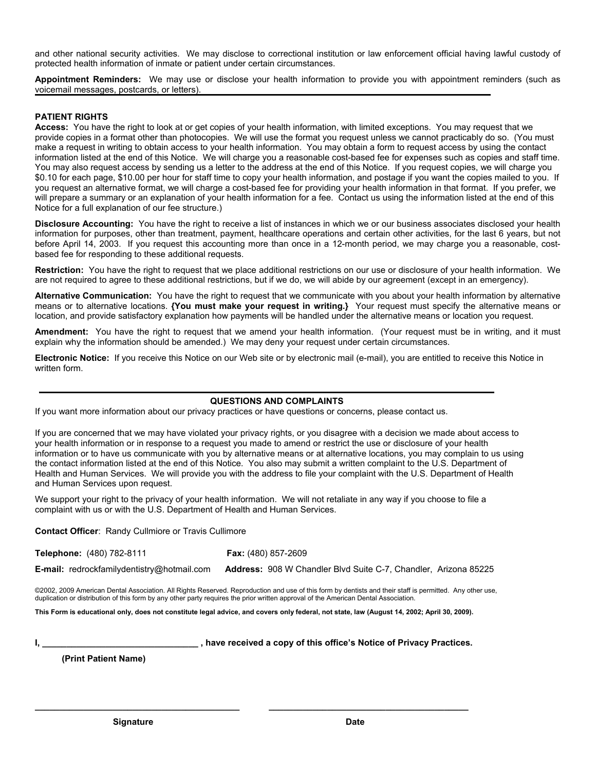and other national security activities. We may disclose to correctional institution or law enforcement official having lawful custody of protected health information of inmate or patient under certain circumstances.

**Appointment Reminders:** We may use or disclose your health information to provide you with appointment reminders (such as voicemail messages, postcards, or letters).

**PATIENT RIGHTS**

**Access:** You have the right to look at or get copies of your health information, with limited exceptions. You may request that we provide copies in a format other than photocopies. We will use the format you request unless we cannot practicably do so. (You must make a request in writing to obtain access to your health information. You may obtain a form to request access by using the contact information listed at the end of this Notice. We will charge you a reasonable cost-based fee for expenses such as copies and staff time. You may also request access by sending us a letter to the address at the end of this Notice. If you request copies, we will charge you $0.10 for each page, $10.00 per hour for staff time to copy your health information, and postage if you want the copies mailed to you. If you request an alternative format, we will charge a cost-based fee for providing your health information in that format. If you prefer, we will prepare a summary or an explanation of your health information for a fee. Contact us using the information listed at the end of this Notice for a full explanation of our fee structure.)

**Disclosure Accounting:** You have the right to receive a list of instances in which we or our business associates disclosed your health information for purposes, other than treatment, payment, healthcare operations and certain other activities, for the last 6 years, but not before April 14, 2003. If you request this accounting more than once in a 12-month period, we may charge you a reasonable, cost-based fee for responding to these additional requests.

**Restriction:** You have the right to request that we place additional restrictions on our use or disclosure of your health information. We are not required to agree to these additional restrictions, but if we do, we will abide by our agreement (except in an emergency).

**Alternative Communication:** You have the right to request that we communicate with you about your health information by alternative means or to alternative locations. **{You must make your request in writing.}** Your request must specify the alternative means or location, and provide satisfactory explanation how payments will be handled under the alternative means or location you request.

**Amendment:** You have the right to request that we amend your health information. (Your request must be in writing, and it must explain why the information should be amended.) We may deny your request under certain circumstances.

**Electronic Notice:** If you receive this Notice on our Web site or by electronic mail (e-mail), you are entitled to receive this Notice in written form.

**QUESTIONS AND COMPLAINTS**

If you want more information about our privacy practices or have questions or concerns, please contact us.

If you are concerned that we may have violated your privacy rights, or you disagree with a decision we made about access to your health information or in response to a request you made to amend or restrict the use or disclosure of your health information or to have us communicate with you by alternative means or at alternative locations, you may complain to us using the contact information listed at the end of this Notice. You also may submit a written complaint to the U.S. Department of Health and Human Services. We will provide you with the address to file your complaint with the U.S. Department of Health and Human Services upon request.

We support your right to the privacy of your health information. We will not retaliate in any way if you choose to file a complaint with us or with the U.S. Department of Health and Human Services.

**Contact Officer**: Randy Cullmiore or Travis Cullimore

**Telephone:** (480) 782-8111 **Fax:** (480) 857-2609

**E-mail:** redrockfamilydentistry@hotmail.com **Address:** 908 W Chandler Blvd Suite C-7, Chandler, Arizona 85225

©2002, 2009 American Dental Association. All Rights Reserved. Reproduction and use of this form by dentists and their staff is permitted. Any other use, duplication or distribution of this form by any other party requires the prior written approval of the American Dental Association.

**This Form is educational only, does not constitute legal advice, and covers only federal, not state, law (August 14, 2002; April 30, 2009).**

**I, ______________________________ , have received a copy of this office's Notice of Privacy Practices.**

**(Print Patient Name)**

________________________________________ ________________________________________

**Signature** **Date**